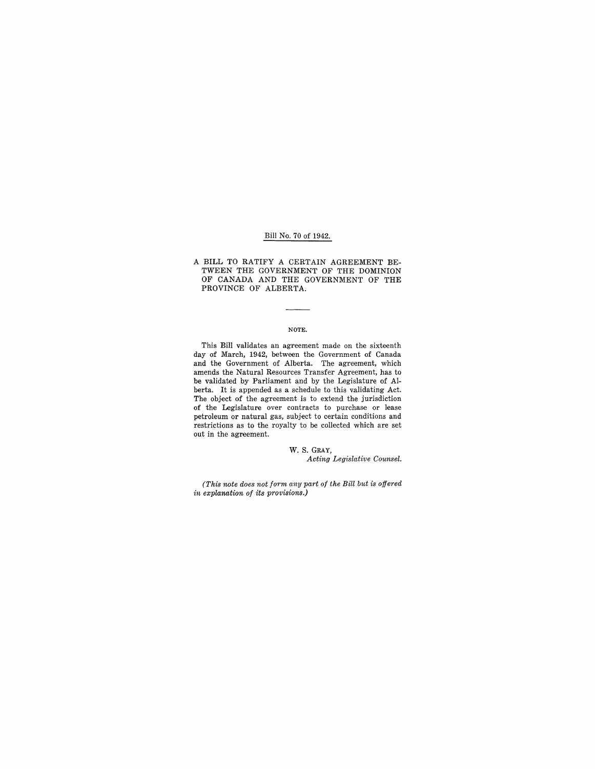Bill No. 70 of 1942.

# A BILL TO RATIFY A CERTAIN AGREEMENT BETWEEN THE GOVERNMENT OF THE DOMINION OF CANADA AND THE GOVERNMENT OF THE PROVINCE OF ALBERTA.

NOTE.

This Bill validates an agreement made on the sixteenth day of March, 1942, between the Government of Canada and the Government of Alberta. The agreement, which amends the Natural Resources Transfer Agreement, has to be validated by Parliament and by the Legislature of Alberta. It is appended as a schedule to this validating Act. The object of the agreement is to extend the jurisdiction of the Legislature over contracts to purchase or lease petroleum or natural gas, subject to certain conditions and restrictions as to the royalty to be collected which are set out in the agreement.

W. S. GRAY,
*Acting Legislative Counsel.*

*(This note does not form any part of the Bill but is offered in explanation of its provisions.)*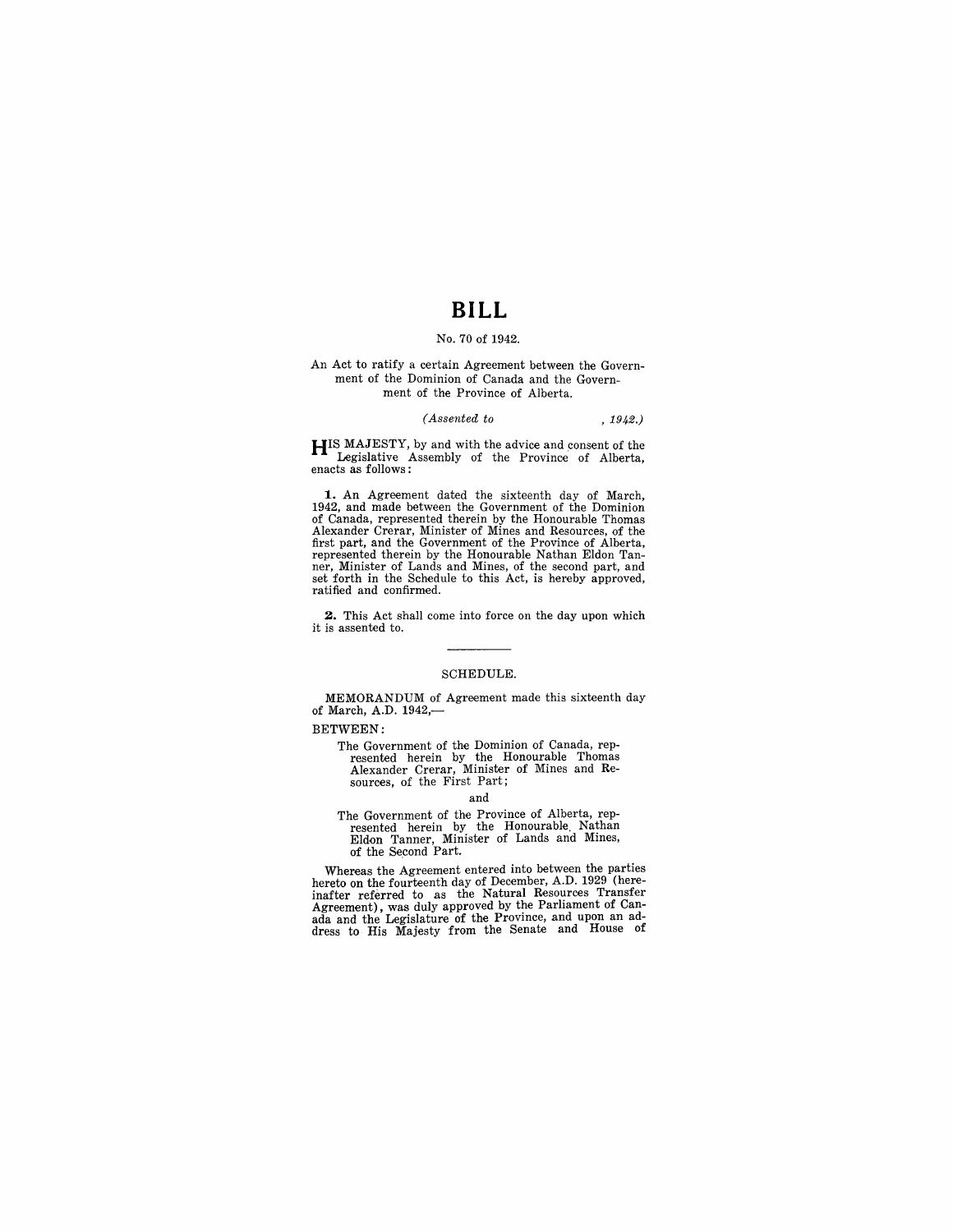# BILL

No. 70 of 1942.

An Act to ratify a certain Agreement between the Government of the Dominion of Canada and the Government of the Province of Alberta.

*(Assented to , 1942.)*

HIS MAJESTY, by and with the advice and consent of the Legislative Assembly of the Province of Alberta, enacts as follows:

**1.** An Agreement dated the sixteenth day of March, 1942, and made between the Government of the Dominion of Canada, represented therein by the Honourable Thomas Alexander Crerar, Minister of Mines and Resources, of the first part, and the Government of the Province of Alberta, represented therein by the Honourable Nathan Eldon Tanner, Minister of Lands and Mines, of the second part, and set forth in the Schedule to this Act, is hereby approved, ratified and confirmed.

**2.** This Act shall come into force on the day upon which it is assented to.

---

SCHEDULE.

MEMORANDUM of Agreement made this sixteenth day of March, A.D. 1942,—

BETWEEN:

The Government of the Dominion of Canada, represented herein by the Honourable Thomas Alexander Crerar, Minister of Mines and Resources, of the First Part;

and

The Government of the Province of Alberta, represented herein by the Honourable Nathan Eldon Tanner, Minister of Lands and Mines, of the Second Part.

Whereas the Agreement entered into between the parties hereto on the fourteenth day of December, A.D. 1929 (hereinafter referred to as the Natural Resources Transfer Agreement), was duly approved by the Parliament of Canada and the Legislature of the Province, and upon an address to His Majesty from the Senate and House of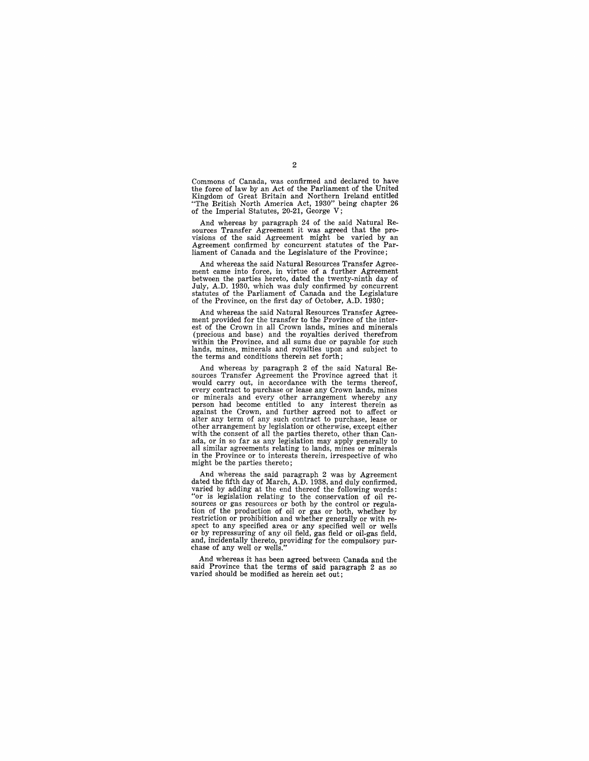Commons of Canada, was confirmed and declared to have the force of law by an Act of the Parliament of the United Kingdom of Great Britain and Northern Ireland entitled "The British North America Act, 1930" being chapter 26 of the Imperial Statutes, 20-21, George V;

And whereas by paragraph 24 of the said Natural Resources Transfer Agreement it was agreed that the provisions of the said Agreement might be varied by an Agreement confirmed by concurrent statutes of the Parliament of Canada and the Legislature of the Province;

And whereas the said Natural Resources Transfer Agreement came into force, in virtue of a further Agreement between the parties hereto, dated the twenty-ninth day of July, A.D. 1930, which was duly confirmed by concurrent statutes of the Parliament of Canada and the Legislature of the Province, on the first day of October, A.D. 1930;

And whereas the said Natural Resources Transfer Agreement provided for the transfer to the Province of the interest of the Crown in all Crown lands, mines and minerals (precious and base) and the royalties derived therefrom within the Province, and all sums due or payable for such lands, mines, minerals and royalties upon and subject to the terms and conditions therein set forth;

And whereas by paragraph 2 of the said Natural Resources Transfer Agreement the Province agreed that it would carry out, in accordance with the terms thereof, every contract to purchase or lease any Crown lands, mines or minerals and every other arrangement whereby any person had become entitled to any interest therein as against the Crown, and further agreed not to affect or alter any term of any such contract to purchase, lease or other arrangement by legislation or otherwise, except either with the consent of all the parties thereto, other than Canada, or in so far as any legislation may apply generally to all similar agreements relating to lands, mines or minerals in the Province or to interests therein, irrespective of who might be the parties thereto;

And whereas the said paragraph 2 was by Agreement dated the fifth day of March, A.D. 1938, and duly confirmed, varied by adding at the end thereof the following words: "or is legislation relating to the conservation of oil resources or gas resources or both by the control or regulation of the production of oil or gas or both, whether by restriction or prohibition and whether generally or with respect to any specified area or any specified well or wells or by repressuring of any oil field, gas field or oil-gas field, and, incidentally thereto, providing for the compulsory purchase of any well or wells."

And whereas it has been agreed between Canada and the said Province that the terms of said paragraph 2 as so varied should be modified as herein set out;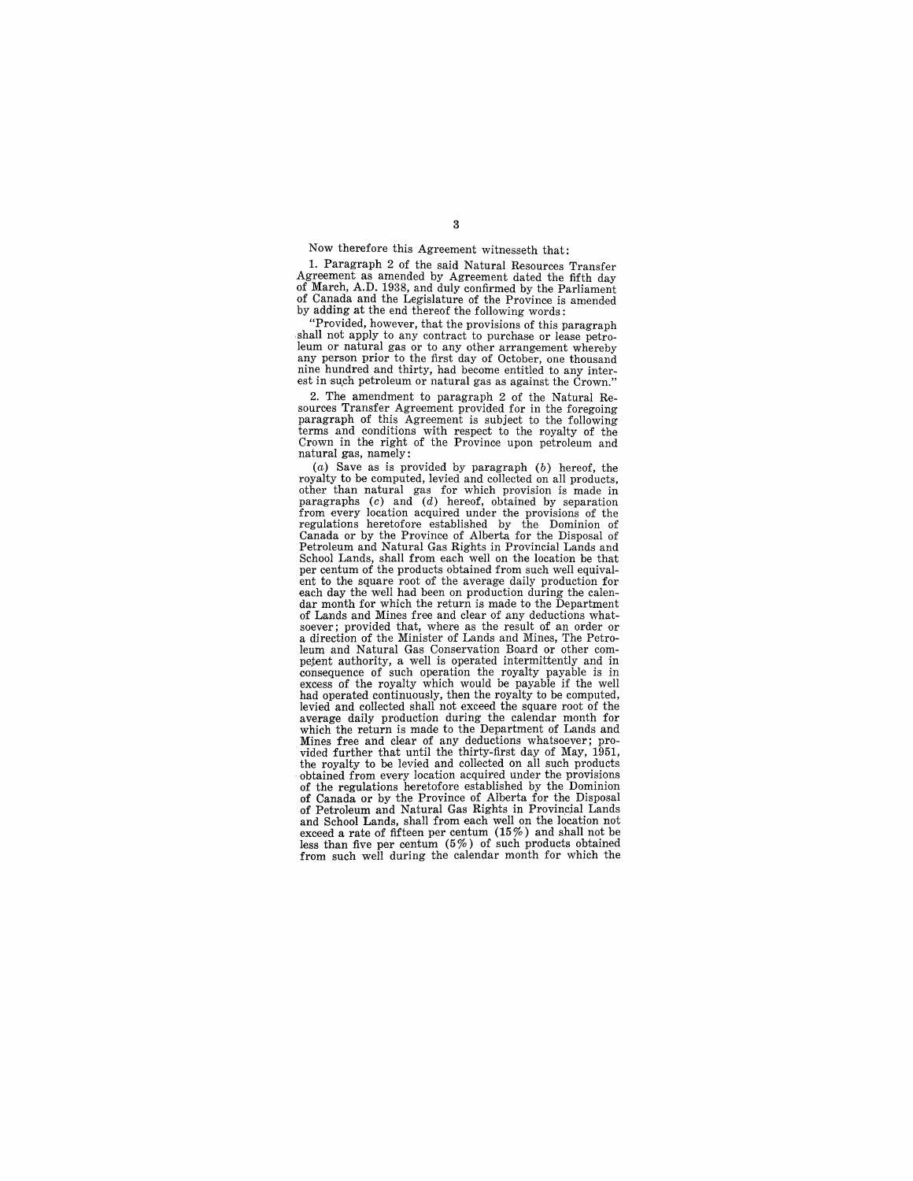Now therefore this Agreement witnesseth that:

1. Paragraph 2 of the said Natural Resources Transfer Agreement as amended by Agreement dated the fifth day of March, A.D. 1938, and duly confirmed by the Parliament of Canada and the Legislature of the Province is amended by adding at the end thereof the following words:

"Provided, however, that the provisions of this paragraph shall not apply to any contract to purchase or lease petroleum or natural gas or to any other arrangement whereby any person prior to the first day of October, one thousand nine hundred and thirty, had become entitled to any interest in such petroleum or natural gas as against the Crown."

2. The amendment to paragraph 2 of the Natural Resources Transfer Agreement provided for in the foregoing paragraph of this Agreement is subject to the following terms and conditions with respect to the royalty of the Crown in the right of the Province upon petroleum and natural gas, namely:

(*a*) Save as is provided by paragraph (*b*) hereof, the royalty to be computed, levied and collected on all products, other than natural gas for which provision is made in paragraphs (*c*) and (*d*) hereof, obtained by separation from every location acquired under the provisions of the regulations heretofore established by the Dominion of Canada or by the Province of Alberta for the Disposal of Petroleum and Natural Gas Rights in Provincial Lands and School Lands, shall from each well on the location be that per centum of the products obtained from such well equivalent to the square root of the average daily production for each day the well had been on production during the calendar month for which the return is made to the Department of Lands and Mines free and clear of any deductions whatsoever; provided that, where as the result of an order or a direction of the Minister of Lands and Mines, The Petroleum and Natural Gas Conservation Board or other competent authority, a well is operated intermittently and in consequence of such operation the royalty payable is in excess of the royalty which would be payable if the well had operated continuously, then the royalty to be computed, levied and collected shall not exceed the square root of the average daily production during the calendar month for which the return is made to the Department of Lands and Mines free and clear of any deductions whatsoever; provided further that until the thirty-first day of May, 1951, the royalty to be levied and collected on all such products obtained from every location acquired under the provisions of the regulations heretofore established by the Dominion of Canada or by the Province of Alberta for the Disposal of Petroleum and Natural Gas Rights in Provincial Lands and School Lands, shall from each well on the location not exceed a rate of fifteen per centum (15%) and shall not be less than five per centum (5%) of such products obtained from such well during the calendar month for which the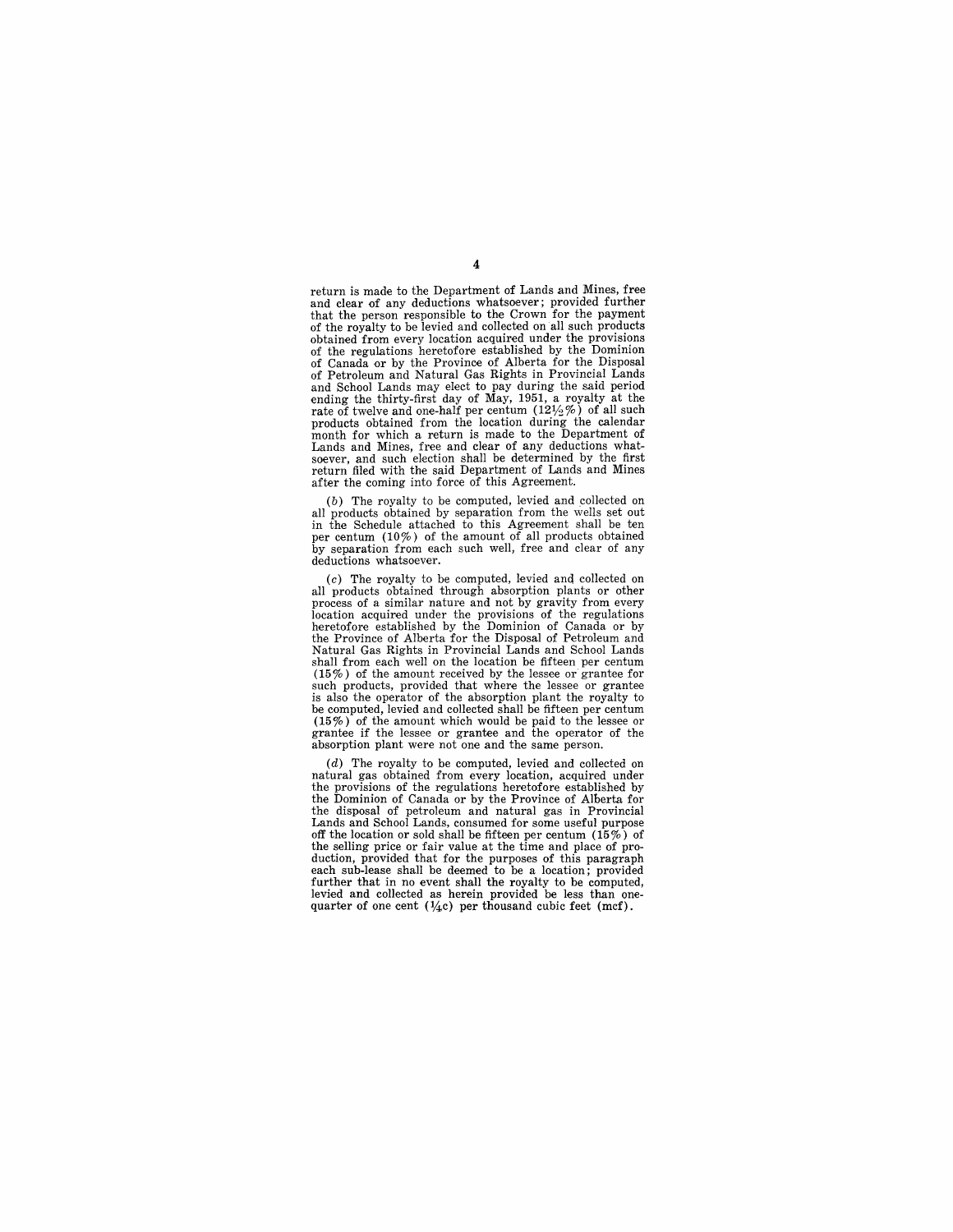return is made to the Department of Lands and Mines, free and clear of any deductions whatsoever; provided further that the person responsible to the Crown for the payment of the royalty to be levied and collected on all such products obtained from every location acquired under the provisions of the regulations heretofore established by the Dominion of Canada or by the Province of Alberta for the Disposal of Petroleum and Natural Gas Rights in Provincial Lands and School Lands may elect to pay during the said period ending the thirty-first day of May, 1951, a royalty at the rate of twelve and one-half per centum (12½%) of all such products obtained from the location during the calendar month for which a return is made to the Department of Lands and Mines, free and clear of any deductions whatsoever, and such election shall be determined by the first return filed with the said Department of Lands and Mines after the coming into force of this Agreement.

(*b*) The royalty to be computed, levied and collected on all products obtained by separation from the wells set out in the Schedule attached to this Agreement shall be ten per centum (10%) of the amount of all products obtained by separation from each such well, free and clear of any deductions whatsoever.

(*c*) The royalty to be computed, levied and collected on all products obtained through absorption plants or other process of a similar nature and not by gravity from every location acquired under the provisions of the regulations heretofore established by the Dominion of Canada or by the Province of Alberta for the Disposal of Petroleum and Natural Gas Rights in Provincial Lands and School Lands shall from each well on the location be fifteen per centum (15%) of the amount received by the lessee or grantee for such products, provided that where the lessee or grantee is also the operator of the absorption plant the royalty to be computed, levied and collected shall be fifteen per centum (15%) of the amount which would be paid to the lessee or grantee if the lessee or grantee and the operator of the absorption plant were not one and the same person.

(*d*) The royalty to be computed, levied and collected on natural gas obtained from every location, acquired under the provisions of the regulations heretofore established by the Dominion of Canada or by the Province of Alberta for the disposal of petroleum and natural gas in Provincial Lands and School Lands, consumed for some useful purpose off the location or sold shall be fifteen per centum (15%) of the selling price or fair value at the time and place of production, provided that for the purposes of this paragraph each sub-lease shall be deemed to be a location; provided further that in no event shall the royalty to be computed, levied and collected as herein provided be less than one-quarter of one cent (¼c) per thousand cubic feet (mcf).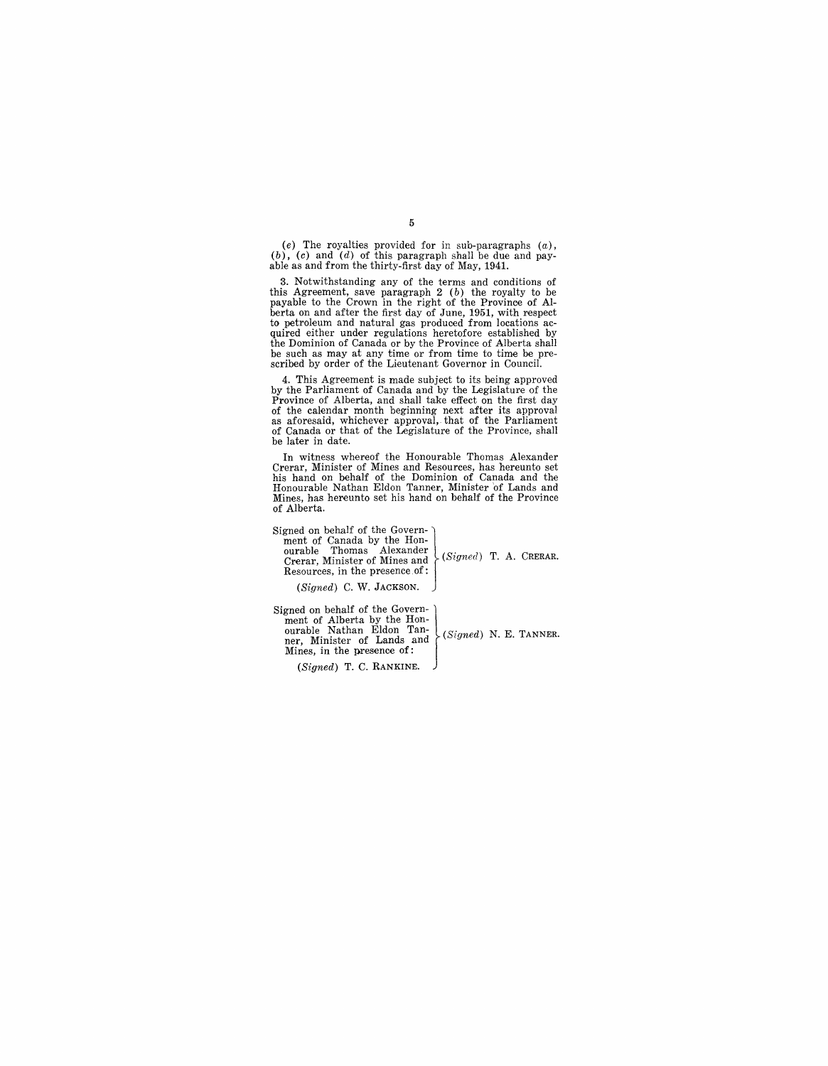(*e*) The royalties provided for in sub-paragraphs (*a*), (*b*), (*c*) and (*d*) of this paragraph shall be due and payable as and from the thirty-first day of May, 1941.

3. Notwithstanding any of the terms and conditions of this Agreement, save paragraph 2 (*b*) the royalty to be payable to the Crown in the right of the Province of Alberta on and after the first day of June, 1951, with respect to petroleum and natural gas produced from locations acquired either under regulations heretofore established by the Dominion of Canada or by the Province of Alberta shall be such as may at any time or from time to time be prescribed by order of the Lieutenant Governor in Council.

4. This Agreement is made subject to its being approved by the Parliament of Canada and by the Legislature of the Province of Alberta, and shall take effect on the first day of the calendar month beginning next after its approval as aforesaid, whichever approval, that of the Parliament of Canada or that of the Legislature of the Province, shall be later in date.

In witness whereof the Honourable Thomas Alexander Crerar, Minister of Mines and Resources, has hereunto set his hand on behalf of the Dominion of Canada and the Honourable Nathan Eldon Tanner, Minister of Lands and Mines, has hereunto set his hand on behalf of the Province of Alberta.

| | |
|---|---|
| Signed on behalf of the Government of Canada by the Honourable Thomas Alexander Crerar, Minister of Mines and Resources, in the presence of: (*Signed*) C. W. JACKSON. | (*Signed*) T. A. CRERAR. |
| Signed on behalf of the Government of Alberta by the Honourable Nathan Eldon Tanner, Minister of Lands and Mines, in the presence of: (*Signed*) T. C. RANKINE. | (*Signed*) N. E. TANNER. |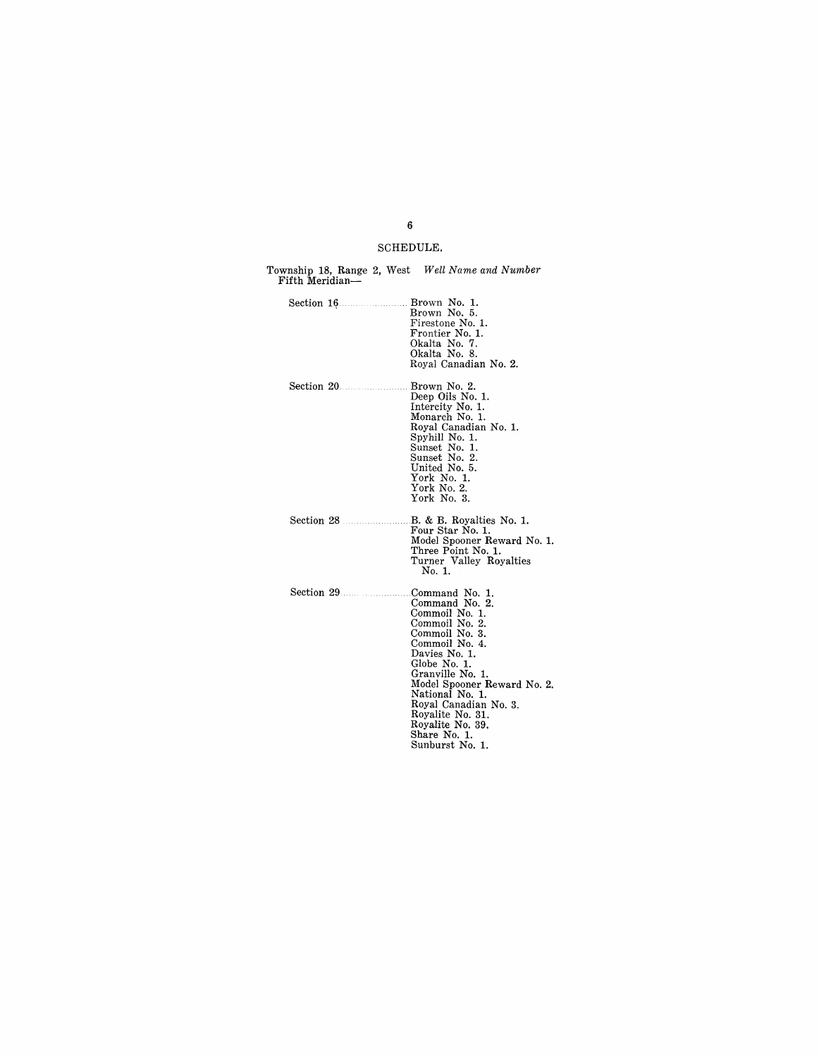## SCHEDULE.

| Township 18, Range 2, West Fifth Meridian— | *Well Name and Number* |
|---|---|
| Section 16 | Brown No. 1. |
| | Brown No. 5. |
| | Firestone No. 1. |
| | Frontier No. 1. |
| | Okalta No. 7. |
| | Okalta No. 8. |
| | Royal Canadian No. 2. |
| Section 20 | Brown No. 2. |
| | Deep Oils No. 1. |
| | Intercity No. 1. |
| | Monarch No. 1. |
| | Royal Canadian No. 1. |
| | Spyhill No. 1. |
| | Sunset No. 1. |
| | Sunset No. 2. |
| | United No. 5. |
| | York No. 1. |
| | York No. 2. |
| | York No. 3. |
| Section 28 | B. & B. Royalties No. 1. |
| | Four Star No. 1. |
| | Model Spooner Reward No. 1. |
| | Three Point No. 1. |
| | Turner Valley Royalties No. 1. |
| Section 29 | Command No. 1. |
| | Command No. 2. |
| | Commoil No. 1. |
| | Commoil No. 2. |
| | Commoil No. 3. |
| | Commoil No. 4. |
| | Davies No. 1. |
| | Globe No. 1. |
| | Granville No. 1. |
| | Model Spooner Reward No. 2. |
| | National No. 1. |
| | Royal Canadian No. 3. |
| | Royalite No. 31. |
| | Royalite No. 39. |
| | Share No. 1. |
| | Sunburst No. 1. |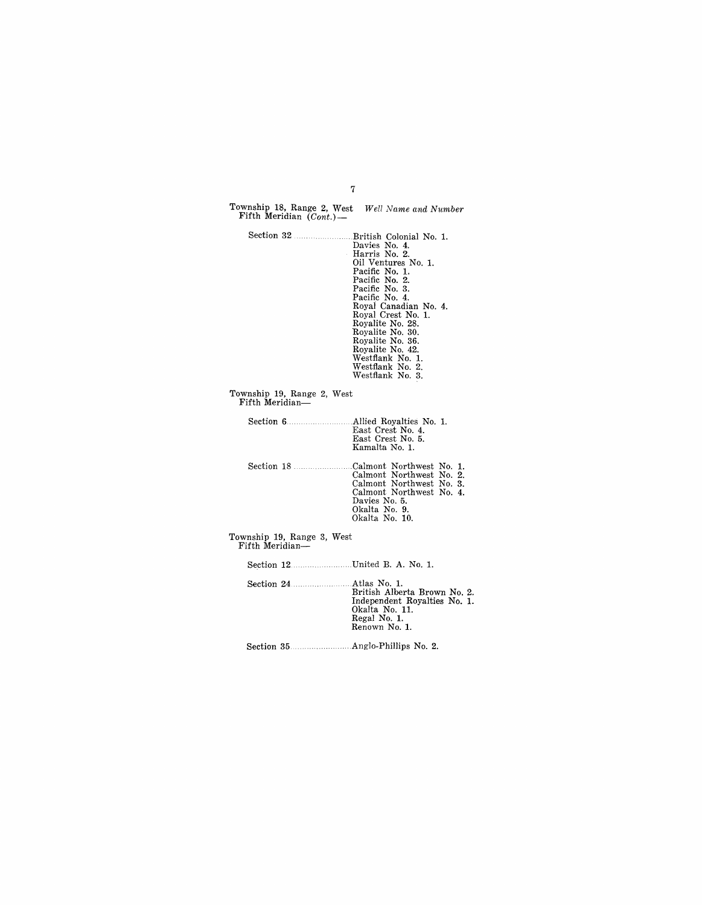Township 18, Range 2, West Fifth Meridian (*Cont.*)— *Well Name and Number*

Section 32 .......... British Colonial No. 1.
Davies No. 4.
Harris No. 2.
Oil Ventures No. 1.
Pacific No. 1.
Pacific No. 2.
Pacific No. 3.
Pacific No. 4.
Royal Canadian No. 4.
Royal Crest No. 1.
Royalite No. 28.
Royalite No. 30.
Royalite No. 36.
Royalite No. 42.
Westflank No. 1.
Westflank No. 2.
Westflank No. 3.

Township 19, Range 2, West Fifth Meridian—

Section 6 .......... Allied Royalties No. 1.
East Crest No. 4.
East Crest No. 5.
Kamalta No. 1.

Section 18 .......... Calmont Northwest No. 1.
Calmont Northwest No. 2.
Calmont Northwest No. 3.
Calmont Northwest No. 4.
Davies No. 5.
Okalta No. 9.
Okalta No. 10.

Township 19, Range 3, West Fifth Meridian—

Section 12 .......... United B. A. No. 1.

Section 24 .......... Atlas No. 1.
British Alberta Brown No. 2.
Independent Royalties No. 1.
Okalta No. 11.
Regal No. 1.
Renown No. 1.

Section 35 .......... Anglo-Phillips No. 2.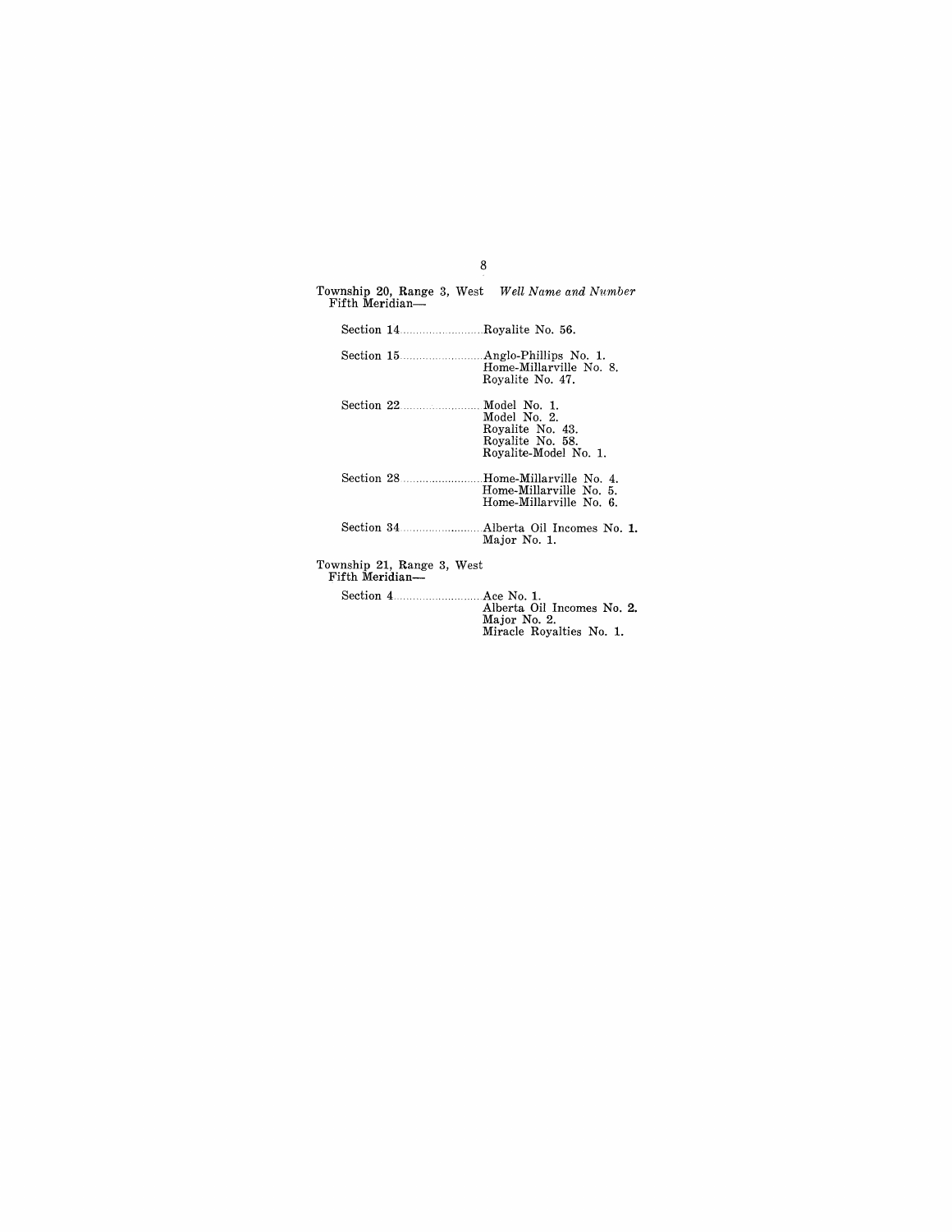| Township 20, Range 3, West Fifth Meridian— | *Well Name and Number* |
|---|---|
| Section 14 | Royalite No. 56. |
| Section 15 | Anglo-Phillips No. 1. |
| | Home-Millarville No. 8. |
| | Royalite No. 47. |
| Section 22 | Model No. 1. |
| | Model No. 2. |
| | Royalite No. 43. |
| | Royalite No. 58. |
| | Royalite-Model No. 1. |
| Section 28 | Home-Millarville No. 4. |
| | Home-Millarville No. 5. |
| | Home-Millarville No. 6. |
| Section 34 | Alberta Oil Incomes No. 1. |
| | Major No. 1. |
| **Township 21, Range 3, West Fifth Meridian—** | |
| Section 4 | Ace No. 1. |
| | Alberta Oil Incomes No. 2. |
| | Major No. 2. |
| | Miracle Royalties No. 1. |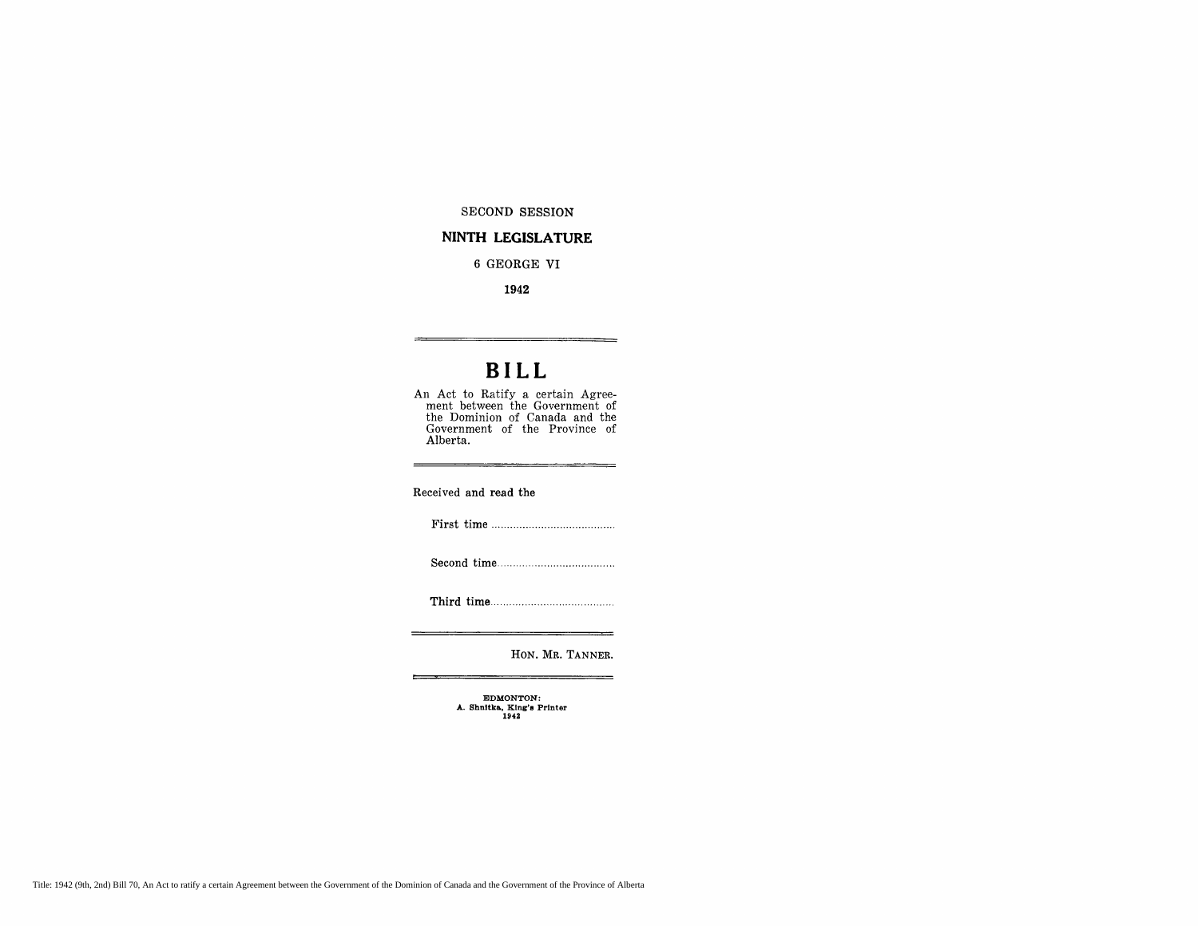SECOND SESSION

**NINTH LEGISLATURE**

6 GEORGE VI

**1942**

# BILL

An Act to Ratify a certain Agreement between the Government of the Dominion of Canada and the Government of the Province of Alberta.

Received and read the

First time ........................................

Second time ......................................

Third time ........................................

HON. MR. TANNER.

**EDMONTON:**
**A. Shnitka, King's Printer**
**1942**

Title: 1942 (9th, 2nd) Bill 70, An Act to ratify a certain Agreement between the Government of the Dominion of Canada and the Government of the Province of Alberta